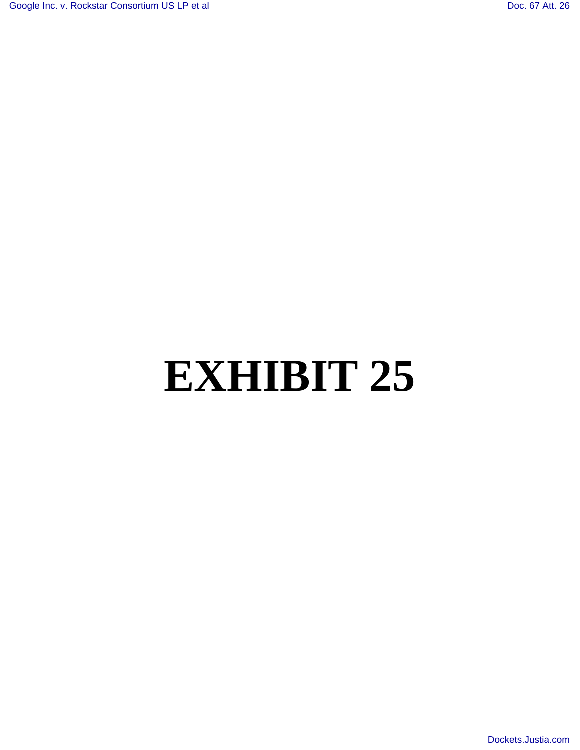# EXHIBIT 25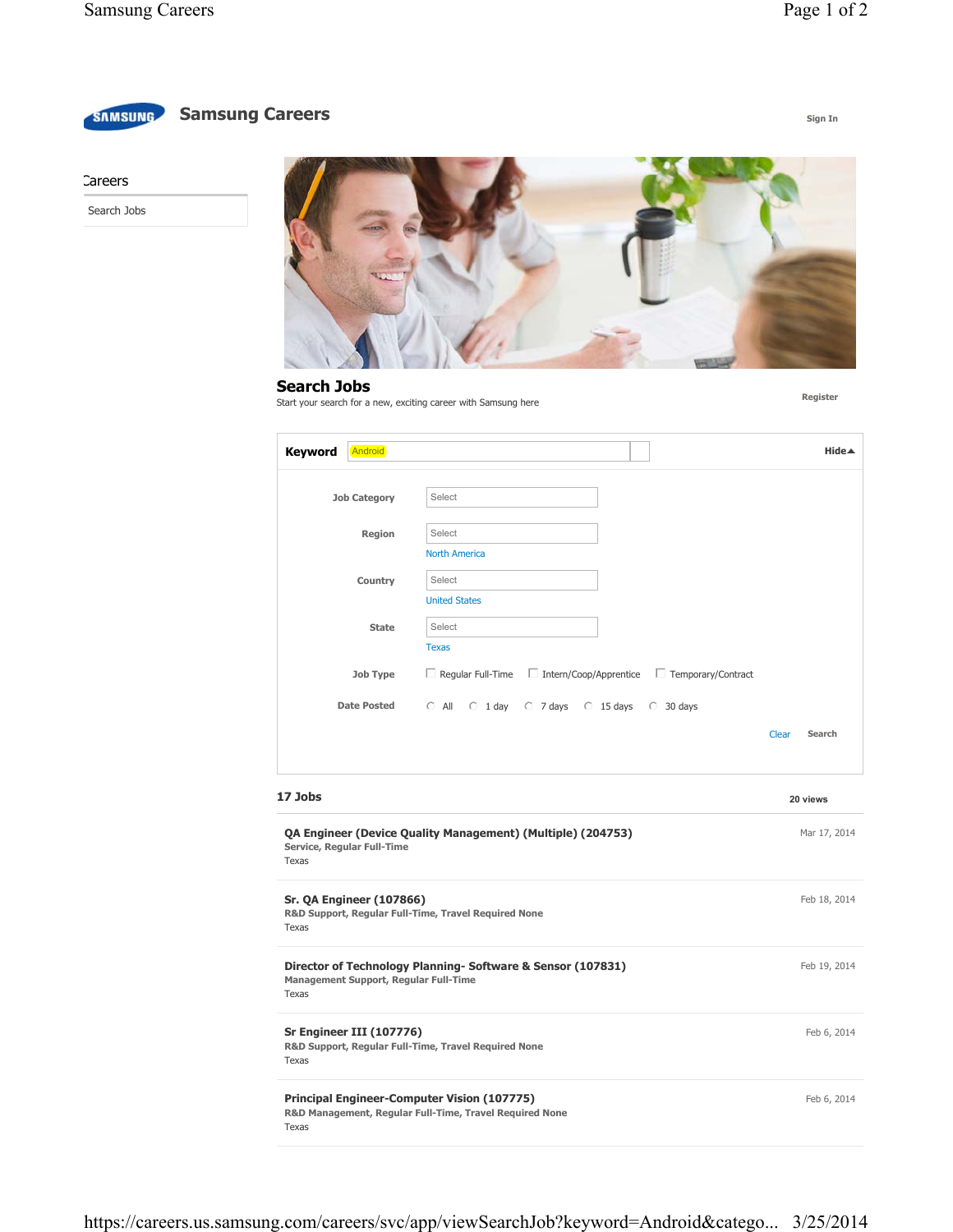# Samsung Careers

Sign In

## Careers

Search Jobs

## Search Jobs

Start your search for a new, exciting career with Samsung here

Register

**Keyword** Android

Hide▲

**Job Category** Select

**Region** Select
North America

**Country** Select
United States

**State** Select
Texas

**Job Type** ☐ Regular Full-Time ☐ Intern/Coop/Apprentice ☐ Temporary/Contract

**Date Posted** ○ All ○ 1 day ○ 7 days ○ 15 days ○ 30 days

Clear Search

**17 Jobs**

**20 views**

**QA Engineer (Device Quality Management) (Multiple) (204753)**
**Service, Regular Full-Time**
Texas
Mar 17, 2014

**Sr. QA Engineer (107866)**
**R&D Support, Regular Full-Time, Travel Required None**
Texas
Feb 18, 2014

**Director of Technology Planning- Software & Sensor (107831)**
**Management Support, Regular Full-Time**
Texas
Feb 19, 2014

**Sr Engineer III (107776)**
**R&D Support, Regular Full-Time, Travel Required None**
Texas
Feb 6, 2014

**Principal Engineer-Computer Vision (107775)**
**R&D Management, Regular Full-Time, Travel Required None**
Texas
Feb 6, 2014

https://careers.us.samsung.com/careers/svc/app/viewSearchJob?keyword=Android&catego... 3/25/2014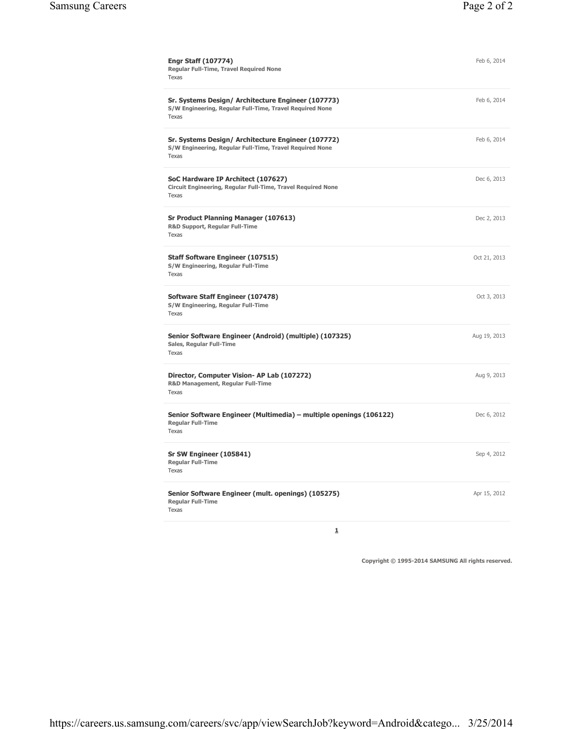**Engr Staff (107774)**
**Regular Full-Time, Travel Required None**
Texas
Feb 6, 2014

---

**Sr. Systems Design/ Architecture Engineer (107773)**
**S/W Engineering, Regular Full-Time, Travel Required None**
Texas
Feb 6, 2014

---

**Sr. Systems Design/ Architecture Engineer (107772)**
**S/W Engineering, Regular Full-Time, Travel Required None**
Texas
Feb 6, 2014

---

**SoC Hardware IP Architect (107627)**
**Circuit Engineering, Regular Full-Time, Travel Required None**
Texas
Dec 6, 2013

---

**Sr Product Planning Manager (107613)**
**R&D Support, Regular Full-Time**
Texas
Dec 2, 2013

---

**Staff Software Engineer (107515)**
**S/W Engineering, Regular Full-Time**
Texas
Oct 21, 2013

---

**Software Staff Engineer (107478)**
**S/W Engineering, Regular Full-Time**
Texas
Oct 3, 2013

---

**Senior Software Engineer (Android) (multiple) (107325)**
**Sales, Regular Full-Time**
Texas
Aug 19, 2013

---

**Director, Computer Vision- AP Lab (107272)**
**R&D Management, Regular Full-Time**
Texas
Aug 9, 2013

---

**Senior Software Engineer (Multimedia) – multiple openings (106122)**
**Regular Full-Time**
Texas
Dec 6, 2012

---

**Sr SW Engineer (105841)**
**Regular Full-Time**
Texas
Sep 4, 2012

---

**Senior Software Engineer (mult. openings) (105275)**
**Regular Full-Time**
Texas
Apr 15, 2012

---

1

**Copyright © 1995-2014 SAMSUNG All rights reserved.**